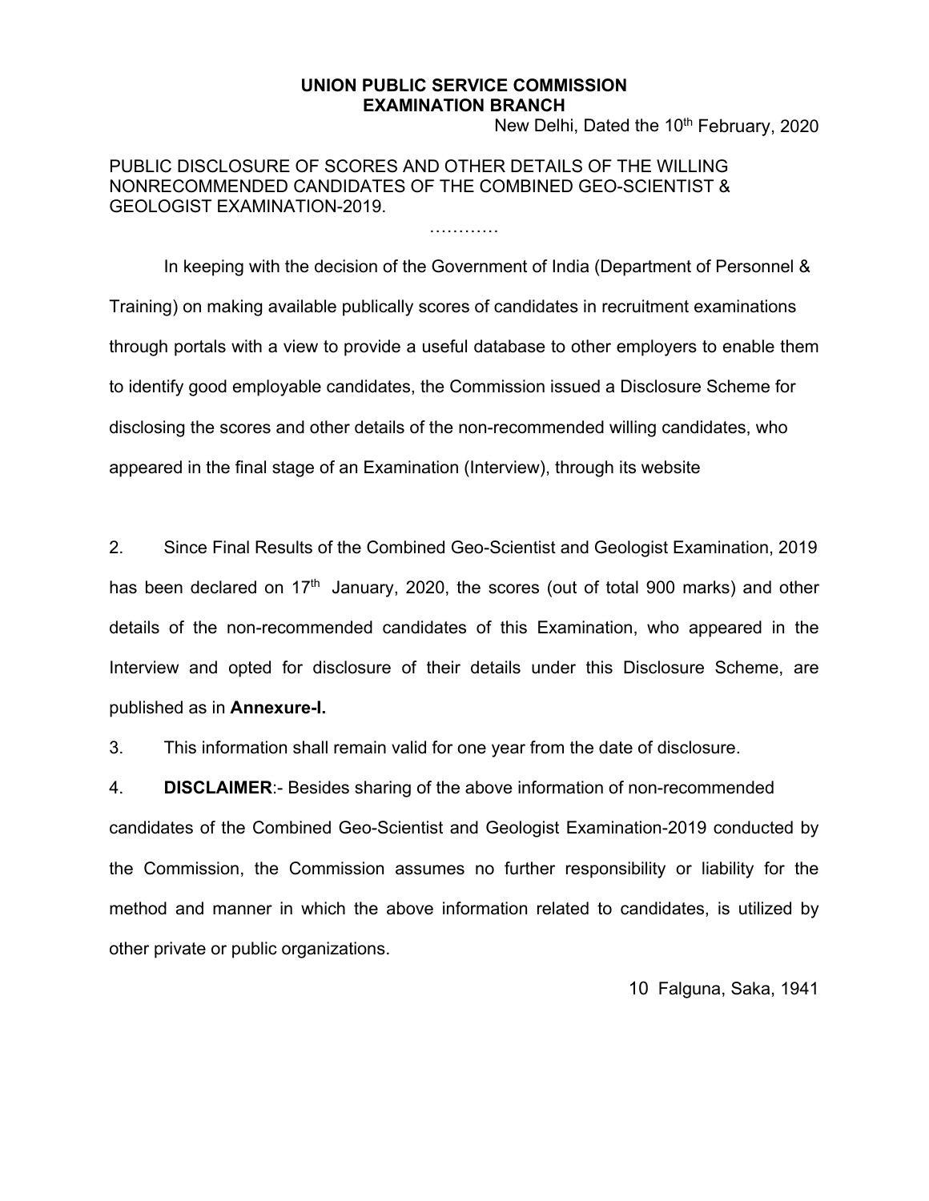**UNION PUBLIC SERVICE COMMISSION**
**EXAMINATION BRANCH**

New Delhi, Dated the 10th February, 2020

PUBLIC DISCLOSURE OF SCORES AND OTHER DETAILS OF THE WILLING NONRECOMMENDED CANDIDATES OF THE COMBINED GEO-SCIENTIST & GEOLOGIST EXAMINATION-2019.

…………

In keeping with the decision of the Government of India (Department of Personnel & Training) on making available publically scores of candidates in recruitment examinations through portals with a view to provide a useful database to other employers to enable them to identify good employable candidates, the Commission issued a Disclosure Scheme for disclosing the scores and other details of the non-recommended willing candidates, who appeared in the final stage of an Examination (Interview), through its website

2. Since Final Results of the Combined Geo-Scientist and Geologist Examination, 2019 has been declared on 17th January, 2020, the scores (out of total 900 marks) and other details of the non-recommended candidates of this Examination, who appeared in the Interview and opted for disclosure of their details under this Disclosure Scheme, are published as in **Annexure-I.**

3. This information shall remain valid for one year from the date of disclosure.

4. **DISCLAIMER**:- Besides sharing of the above information of non-recommended candidates of the Combined Geo-Scientist and Geologist Examination-2019 conducted by the Commission, the Commission assumes no further responsibility or liability for the method and manner in which the above information related to candidates, is utilized by other private or public organizations.

10 Falguna, Saka, 1941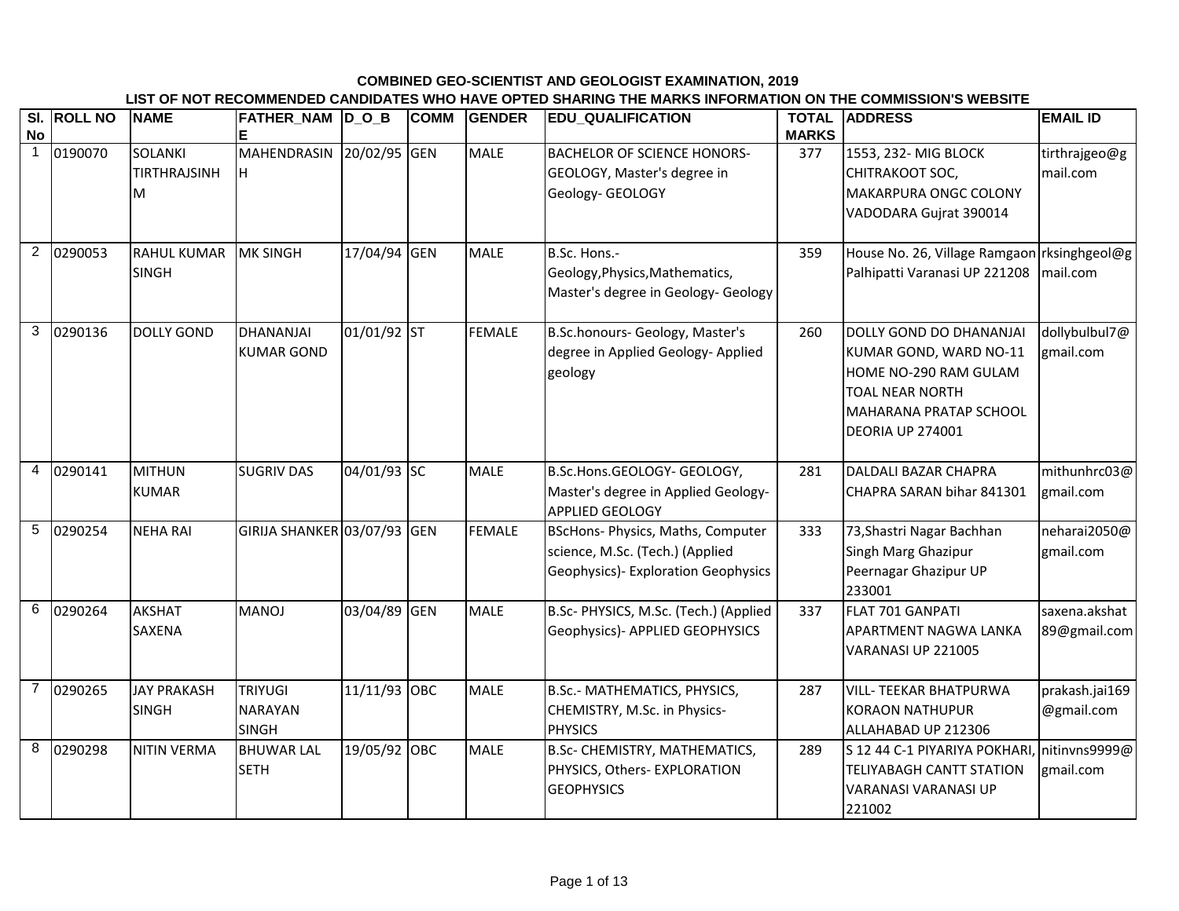**COMBINED GEO-SCIENTIST AND GEOLOGIST EXAMINATION, 2019**

**LIST OF NOT RECOMMENDED CANDIDATES WHO HAVE OPTED SHARING THE MARKS INFORMATION ON THE COMMISSION'S WEBSITE**

| Sl. No | ROLL NO | NAME | FATHER_NAME | D_O_B | COMM | GENDER | EDU_QUALIFICATION | TOTAL MARKS | ADDRESS | EMAIL ID |
|---|---|---|---|---|---|---|---|---|---|---|
| 1 | 0190070 | SOLANKI TIRTHRAJSINH M | MAHENDRASINH | 20/02/95 | GEN | MALE | BACHELOR OF SCIENCE HONORS- GEOLOGY, Master's degree in Geology- GEOLOGY | 377 | 1553, 232- MIG BLOCK CHITRAKOOT SOC, MAKARPURA ONGC COLONY VADODARA Gujrat 390014 | tirthrajgeo@gmail.com |
| 2 | 0290053 | RAHUL KUMAR SINGH | MK SINGH | 17/04/94 | GEN | MALE | B.Sc. Hons.- Geology,Physics,Mathematics, Master's degree in Geology- Geology | 359 | House No. 26, Village Ramgaon Palhipatti Varanasi UP 221208 | rksinghgeol@gmail.com |
| 3 | 0290136 | DOLLY GOND | DHANANJAI KUMAR GOND | 01/01/92 | ST | FEMALE | B.Sc.honours- Geology, Master's degree in Applied Geology- Applied geology | 260 | DOLLY GOND DO DHANANJAI KUMAR GOND, WARD NO-11 HOME NO-290 RAM GULAM TOAL NEAR NORTH MAHARANA PRATAP SCHOOL DEORIA UP 274001 | dollybulbul7@gmail.com |
| 4 | 0290141 | MITHUN KUMAR | SUGRIV DAS | 04/01/93 | SC | MALE | B.Sc.Hons.GEOLOGY- GEOLOGY, Master's degree in Applied Geology- APPLIED GEOLOGY | 281 | DALDALI BAZAR CHAPRA CHAPRA SARAN bihar 841301 | mithunhrc03@gmail.com |
| 5 | 0290254 | NEHA RAI | GIRIJA SHANKER | 03/07/93 | GEN | FEMALE | BScHons- Physics, Maths, Computer science, M.Sc. (Tech.) (Applied Geophysics)- Exploration Geophysics | 333 | 73,Shastri Nagar Bachhan Singh Marg Ghazipur Peernagar Ghazipur UP 233001 | neharai2050@gmail.com |
| 6 | 0290264 | AKSHAT SAXENA | MANOJ | 03/04/89 | GEN | MALE | B.Sc- PHYSICS, M.Sc. (Tech.) (Applied Geophysics)- APPLIED GEOPHYSICS | 337 | FLAT 701 GANPATI APARTMENT NAGWA LANKA VARANASI UP 221005 | saxena.akshat89@gmail.com |
| 7 | 0290265 | JAY PRAKASH SINGH | TRIYUGI NARAYAN SINGH | 11/11/93 | OBC | MALE | B.Sc.- MATHEMATICS, PHYSICS, CHEMISTRY, M.Sc. in Physics- PHYSICS | 287 | VILL- TEEKAR BHATPURWA KORAON NATHUPUR ALLAHABAD UP 212306 | prakash.jai169@gmail.com |
| 8 | 0290298 | NITIN VERMA | BHUWAR LAL SETH | 19/05/92 | OBC | MALE | B.Sc- CHEMISTRY, MATHEMATICS, PHYSICS, Others- EXPLORATION GEOPHYSICS | 289 | S 12 44 C-1 PIYARIYA POKHARI, TELIYABAGH CANTT STATION VARANASI VARANASI UP 221002 | nitinvns9999@gmail.com |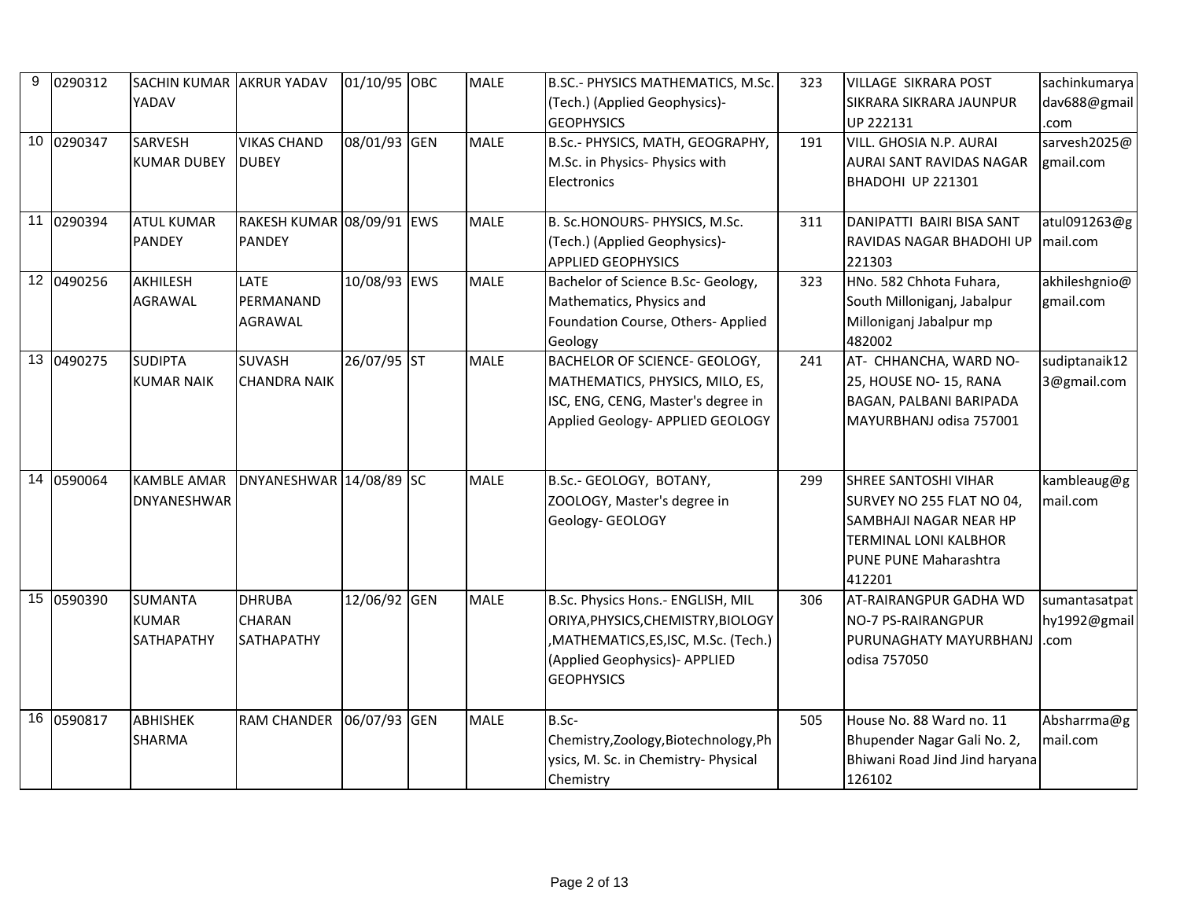| 9 | 0290312 | SACHIN KUMAR YADAV | AKRUR YADAV | 01/10/95 | OBC | MALE | B.SC.- PHYSICS MATHEMATICS, M.Sc. (Tech.) (Applied Geophysics)- GEOPHYSICS | 323 | VILLAGE SIKRARA POST SIKRARA SIKRARA JAUNPUR UP 222131 | sachinkumaryadav688@gmail.com |
|---|---|---|---|---|---|---|---|---|---|---|
| 10 | 0290347 | SARVESH KUMAR DUBEY | VIKAS CHAND DUBEY | 08/01/93 | GEN | MALE | B.Sc.- PHYSICS, MATH, GEOGRAPHY, M.Sc. in Physics- Physics with Electronics | 191 | VILL. GHOSIA N.P. AURAI AURAI SANT RAVIDAS NAGAR BHADOHI UP 221301 | sarvesh2025@gmail.com |
| 11 | 0290394 | ATUL KUMAR PANDEY | RAKESH KUMAR PANDEY | 08/09/91 | EWS | MALE | B. Sc.HONOURS- PHYSICS, M.Sc. (Tech.) (Applied Geophysics)- APPLIED GEOPHYSICS | 311 | DANIPATTI BAIRI BISA SANT RAVIDAS NAGAR BHADOHI UP 221303 | atul091263@gmail.com |
| 12 | 0490256 | AKHILESH AGRAWAL | LATE PERMANAND AGRAWAL | 10/08/93 | EWS | MALE | Bachelor of Science B.Sc- Geology, Mathematics, Physics and Foundation Course, Others- Applied Geology | 323 | HNo. 582 Chhota Fuhara, South Milloniganj, Jabalpur Milloniganj Jabalpur mp 482002 | akhileshgnio@gmail.com |
| 13 | 0490275 | SUDIPTA KUMAR NAIK | SUVASH CHANDRA NAIK | 26/07/95 | ST | MALE | BACHELOR OF SCIENCE- GEOLOGY, MATHEMATICS, PHYSICS, MILO, ES, ISC, ENG, CENG, Master's degree in Applied Geology- APPLIED GEOLOGY | 241 | AT- CHHANCHA, WARD NO- 25, HOUSE NO- 15, RANA BAGAN, PALBANI BARIPADA MAYURBHANJ odisa 757001 | sudiptanaik123@gmail.com |
| 14 | 0590064 | KAMBLE AMAR DNYANESHWAR | DNYANESHWAR | 14/08/89 | SC | MALE | B.Sc.- GEOLOGY, BOTANY, ZOOLOGY, Master's degree in Geology- GEOLOGY | 299 | SHREE SANTOSHI VIHAR SURVEY NO 255 FLAT NO 04, SAMBHAJI NAGAR NEAR HP TERMINAL LONI KALBHOR PUNE PUNE Maharashtra 412201 | kambleaug@gmail.com |
| 15 | 0590390 | SUMANTA KUMAR SATHAPATHY | DHRUBA CHARAN SATHAPATHY | 12/06/92 | GEN | MALE | B.Sc. Physics Hons.- ENGLISH, MIL ORIYA,PHYSICS,CHEMISTRY,BIOLOGY,MATHEMATICS,ES,ISC, M.Sc. (Tech.) (Applied Geophysics)- APPLIED GEOPHYSICS | 306 | AT-RAIRANGPUR GADHA WD NO-7 PS-RAIRANGPUR PURUNAGHATY MAYURBHANJ odisa 757050 | sumantasatpathy1992@gmail.com |
| 16 | 0590817 | ABHISHEK SHARMA | RAM CHANDER | 06/07/93 | GEN | MALE | B.Sc- Chemistry,Zoology,Biotechnology,Physics, M. Sc. in Chemistry- Physical Chemistry | 505 | House No. 88 Ward no. 11 Bhupender Nagar Gali No. 2, Bhiwani Road Jind Jind haryana 126102 | Absharrma@gmail.com |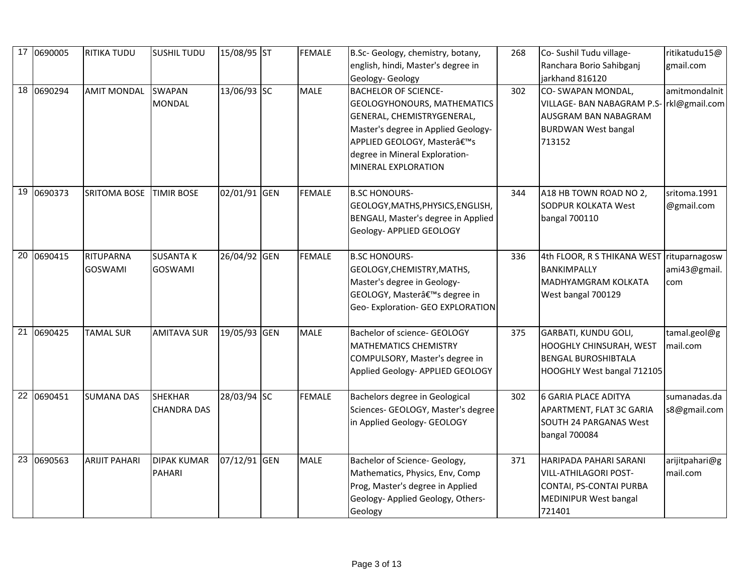| 17 | 0690005 | RITIKA TUDU | SUSHIL TUDU | 15/08/95 | ST | FEMALE | B.Sc- Geology, chemistry, botany, english, hindi, Master's degree in Geology- Geology | 268 | Co- Sushil Tudu village- Ranchara Borio Sahibganj jarkhand 816120 | ritikatudu15@gmail.com |
|---|---|---|---|---|---|---|---|---|---|---|
| 18 | 0690294 | AMIT MONDAL | SWAPAN MONDAL | 13/06/93 | SC | MALE | BACHELOR OF SCIENCE- GEOLOGYHONOURS, MATHEMATICS GENERAL, CHEMISTRYGENERAL, Master's degree in Applied Geology- APPLIED GEOLOGY, Masterâ€™s degree in Mineral Exploration- MINERAL EXPLORATION | 302 | CO- SWAPAN MONDAL, VILLAGE- BAN NABAGRAM P.S- AUSGRAM BAN NABAGRAM BURDWAN West bangal 713152 | amitmondalnitrkl@gmail.com |
| 19 | 0690373 | SRITOMA BOSE | TIMIR BOSE | 02/01/91 | GEN | FEMALE | B.SC HONOURS- GEOLOGY,MATHS,PHYSICS,ENGLISH, BENGALI, Master's degree in Applied Geology- APPLIED GEOLOGY | 344 | A18 HB TOWN ROAD NO 2, SODPUR KOLKATA West bangal 700110 | sritoma.1991@gmail.com |
| 20 | 0690415 | RITUPARNA GOSWAMI | SUSANTA K GOSWAMI | 26/04/92 | GEN | FEMALE | B.SC HONOURS- GEOLOGY,CHEMISTRY,MATHS, Master's degree in Geology- GEOLOGY, Masterâ€™s degree in Geo- Exploration- GEO EXPLORATION | 336 | 4th FLOOR, R S THIKANA WEST BANKIMPALLY MADHYAMGRAM KOLKATA West bangal 700129 | rituparnagoswami43@gmail.com |
| 21 | 0690425 | TAMAL SUR | AMITAVA SUR | 19/05/93 | GEN | MALE | Bachelor of science- GEOLOGY MATHEMATICS CHEMISTRY COMPULSORY, Master's degree in Applied Geology- APPLIED GEOLOGY | 375 | GARBATI, KUNDU GOLI, HOOGHLY CHINSURAH, WEST BENGAL BUROSHIBTALA HOOGHLY West bangal 712105 | tamal.geol@gmail.com |
| 22 | 0690451 | SUMANA DAS | SHEKHAR CHANDRA DAS | 28/03/94 | SC | FEMALE | Bachelors degree in Geological Sciences- GEOLOGY, Master's degree in Applied Geology- GEOLOGY | 302 | 6 GARIA PLACE ADITYA APARTMENT, FLAT 3C GARIA SOUTH 24 PARGANAS West bangal 700084 | sumanadas.das8@gmail.com |
| 23 | 0690563 | ARIJIT PAHARI | DIPAK KUMAR PAHARI | 07/12/91 | GEN | MALE | Bachelor of Science- Geology, Mathematics, Physics, Env, Comp Prog, Master's degree in Applied Geology- Applied Geology, Others- Geology | 371 | HARIPADA PAHARI SARANI VILL-ATHILAGORI POST- CONTAI, PS-CONTAI PURBA MEDINIPUR West bangal 721401 | arijitpahari@gmail.com |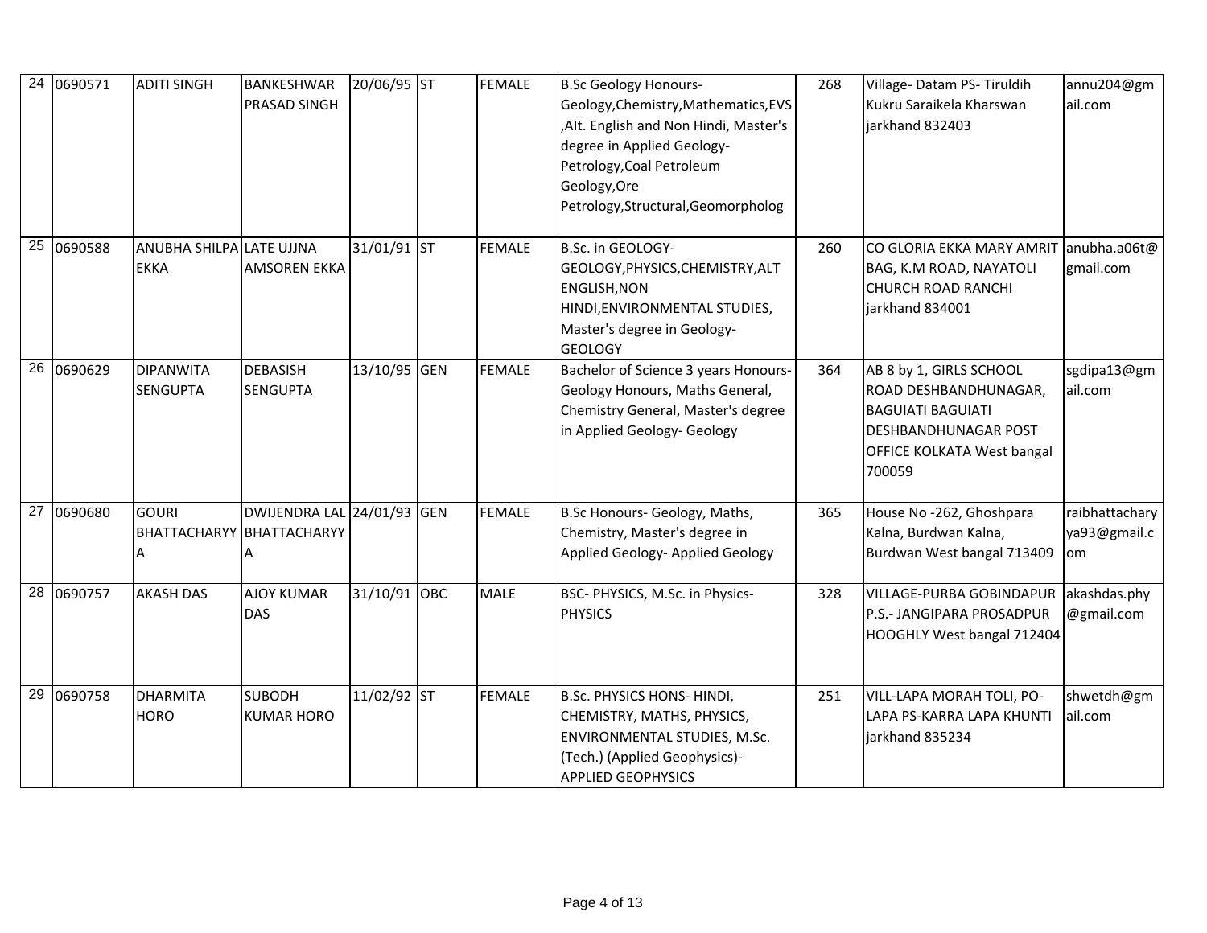| 24 | 0690571 | ADITI SINGH | BANKESHWAR PRASAD SINGH | 20/06/95 | ST | FEMALE | B.Sc Geology Honours- Geology,Chemistry,Mathematics,EVS ,Alt. English and Non Hindi, Master's degree in Applied Geology- Petrology,Coal Petroleum Geology,Ore Petrology,Structural,Geomorpholog | 268 | Village- Datam PS- Tiruldih Kukru Saraikela Kharswan jarkhand 832403 | annu204@gmail.com |
|---|---|---|---|---|---|---|---|---|---|---|
| 25 | 0690588 | ANUBHA SHILPA EKKA | LATE UJJNA AMSOREN EKKA | 31/01/91 | ST | FEMALE | B.Sc. in GEOLOGY- GEOLOGY,PHYSICS,CHEMISTRY,ALT ENGLISH,NON HINDI,ENVIRONMENTAL STUDIES, Master's degree in Geology- GEOLOGY | 260 | CO GLORIA EKKA MARY AMRIT BAG, K.M ROAD, NAYATOLI CHURCH ROAD RANCHI jarkhand 834001 | anubha.a06t@gmail.com |
| 26 | 0690629 | DIPANWITA SENGUPTA | DEBASISH SENGUPTA | 13/10/95 | GEN | FEMALE | Bachelor of Science 3 years Honours- Geology Honours, Maths General, Chemistry General, Master's degree in Applied Geology- Geology | 364 | AB 8 by 1, GIRLS SCHOOL ROAD DESHBANDHUNAGAR, BAGUIATI BAGUIATI DESHBANDHUNAGAR POST OFFICE KOLKATA West bangal 700059 | sgdipa13@gmail.com |
| 27 | 0690680 | GOURI BHATTACHARYYA | DWIJENDRA LAL BHATTACHARYYA | 24/01/93 | GEN | FEMALE | B.Sc Honours- Geology, Maths, Chemistry, Master's degree in Applied Geology- Applied Geology | 365 | House No -262, Ghoshpara Kalna, Burdwan Kalna, Burdwan West bangal 713409 | raibhattacharyya93@gmail.com |
| 28 | 0690757 | AKASH DAS | AJOY KUMAR DAS | 31/10/91 | OBC | MALE | BSC- PHYSICS, M.Sc. in Physics- PHYSICS | 328 | VILLAGE-PURBA GOBINDAPUR P.S.- JANGIPARA PROSADPUR HOOGHLY West bangal 712404 | akashdas.phy@gmail.com |
| 29 | 0690758 | DHARMITA HORO | SUBODH KUMAR HORO | 11/02/92 | ST | FEMALE | B.Sc. PHYSICS HONS- HINDI, CHEMISTRY, MATHS, PHYSICS, ENVIRONMENTAL STUDIES, M.Sc. (Tech.) (Applied Geophysics)- APPLIED GEOPHYSICS | 251 | VILL-LAPA MORAH TOLI, PO- LAPA PS-KARRA LAPA KHUNTI jarkhand 835234 | shwetdh@gmail.com |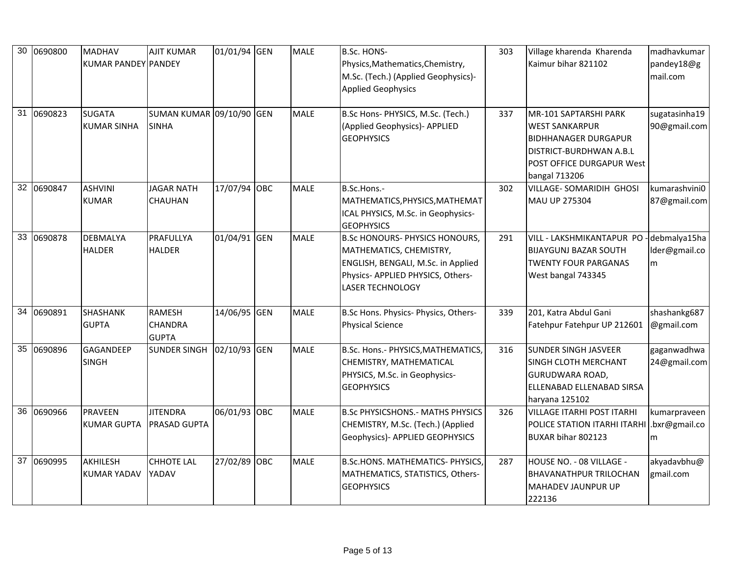| 30 | 0690800 | MADHAV KUMAR PANDEY | AJIT KUMAR PANDEY | 01/01/94 | GEN | MALE | B.Sc. HONS- Physics,Mathematics,Chemistry, M.Sc. (Tech.) (Applied Geophysics)- Applied Geophysics | 303 | Village kharenda Kharenda Kaimur bihar 821102 | madhavkumarpandey18@gmail.com |
|---|---|---|---|---|---|---|---|---|---|---|
| 31 | 0690823 | SUGATA KUMAR SINHA | SUMAN KUMAR SINHA | 09/10/90 | GEN | MALE | B.Sc Hons- PHYSICS, M.Sc. (Tech.) (Applied Geophysics)- APPLIED GEOPHYSICS | 337 | MR-101 SAPTARSHI PARK WEST SANKARPUR BIDHHANAGER DURGAPUR DISTRICT-BURDHWAN A.B.L POST OFFICE DURGAPUR West bangal 713206 | sugatasinha1990@gmail.com |
| 32 | 0690847 | ASHVINI KUMAR | JAGAR NATH CHAUHAN | 17/07/94 | OBC | MALE | B.Sc.Hons.- MATHEMATICS,PHYSICS,MATHEMATICAL PHYSICS, M.Sc. in Geophysics- GEOPHYSICS | 302 | VILLAGE- SOMARIDIH GHOSI MAU UP 275304 | kumarashvini087@gmail.com |
| 33 | 0690878 | DEBMALYA HALDER | PRAFULLYA HALDER | 01/04/91 | GEN | MALE | B.Sc HONOURS- PHYSICS HONOURS, MATHEMATICS, CHEMISTRY, ENGLISH, BENGALI, M.Sc. in Applied Physics- APPLIED PHYSICS, Others- LASER TECHNOLOGY | 291 | VILL - LAKSHMIKANTAPUR PO - BIJAYGUNJ BAZAR SOUTH TWENTY FOUR PARGANAS West bangal 743345 | debmalya15halder@gmail.com |
| 34 | 0690891 | SHASHANK GUPTA | RAMESH CHANDRA GUPTA | 14/06/95 | GEN | MALE | B.Sc Hons. Physics- Physics, Others- Physical Science | 339 | 201, Katra Abdul Gani Fatehpur Fatehpur UP 212601 | shashankg687@gmail.com |
| 35 | 0690896 | GAGANDEEP SINGH | SUNDER SINGH | 02/10/93 | GEN | MALE | B.Sc. Hons.- PHYSICS,MATHEMATICS, CHEMISTRY, MATHEMATICAL PHYSICS, M.Sc. in Geophysics- GEOPHYSICS | 316 | SUNDER SINGH JASVEER SINGH CLOTH MERCHANT GURUDWARA ROAD, ELLENABAD ELLENABAD SIRSA haryana 125102 | gaganwadhwa24@gmail.com |
| 36 | 0690966 | PRAVEEN KUMAR GUPTA | JITENDRA PRASAD GUPTA | 06/01/93 | OBC | MALE | B.Sc PHYSICSHONS.- MATHS PHYSICS CHEMISTRY, M.Sc. (Tech.) (Applied Geophysics)- APPLIED GEOPHYSICS | 326 | VILLAGE ITARHI POST ITARHI POLICE STATION ITARHI ITARHI BUXAR bihar 802123 | kumarpraveen.bxr@gmail.com |
| 37 | 0690995 | AKHILESH KUMAR YADAV | CHHOTE LAL YADAV | 27/02/89 | OBC | MALE | B.Sc.HONS. MATHEMATICS- PHYSICS, MATHEMATICS, STATISTICS, Others- GEOPHYSICS | 287 | HOUSE NO. - 08 VILLAGE - BHAVANATHPUR TRILOCHAN MAHADEV JAUNPUR UP 222136 | akyadavbhu@gmail.com |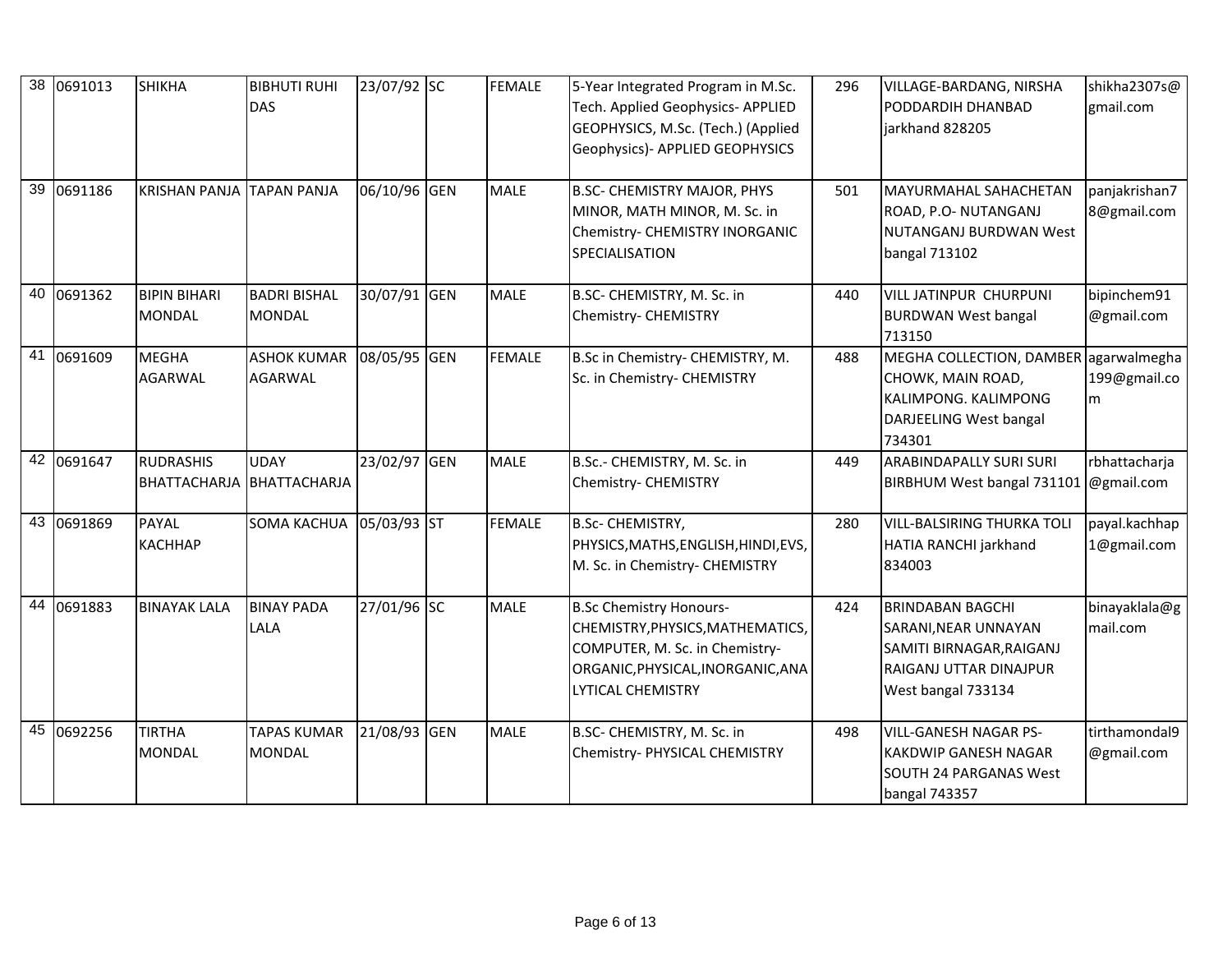| 38 | 0691013 | SHIKHA | BIBHUTI RUHI DAS | 23/07/92 | SC | FEMALE | 5-Year Integrated Program in M.Sc. Tech. Applied Geophysics- APPLIED GEOPHYSICS, M.Sc. (Tech.) (Applied Geophysics)- APPLIED GEOPHYSICS | 296 | VILLAGE-BARDANG, NIRSHA PODDARDIH DHANBAD jarkhand 828205 | shikha2307s@gmail.com |
|---|---|---|---|---|---|---|---|---|---|---|
| 39 | 0691186 | KRISHAN PANJA | TAPAN PANJA | 06/10/96 | GEN | MALE | B.SC- CHEMISTRY MAJOR, PHYS MINOR, MATH MINOR, M. Sc. in Chemistry- CHEMISTRY INORGANIC SPECIALISATION | 501 | MAYURMAHAL SAHACHETAN ROAD, P.O- NUTANGANJ NUTANGANJ BURDWAN West bangal 713102 | panjakrishan78@gmail.com |
| 40 | 0691362 | BIPIN BIHARI MONDAL | BADRI BISHAL MONDAL | 30/07/91 | GEN | MALE | B.SC- CHEMISTRY, M. Sc. in Chemistry- CHEMISTRY | 440 | VILL JATINPUR CHURPUNI BURDWAN West bangal 713150 | bipinchem91@gmail.com |
| 41 | 0691609 | MEGHA AGARWAL | ASHOK KUMAR AGARWAL | 08/05/95 | GEN | FEMALE | B.Sc in Chemistry- CHEMISTRY, M. Sc. in Chemistry- CHEMISTRY | 488 | MEGHA COLLECTION, DAMBER CHOWK, MAIN ROAD, KALIMPONG. KALIMPONG DARJEELING West bangal 734301 | agarwalmegha199@gmail.com |
| 42 | 0691647 | RUDRASHIS BHATTACHARJA | UDAY BHATTACHARJA | 23/02/97 | GEN | MALE | B.Sc.- CHEMISTRY, M. Sc. in Chemistry- CHEMISTRY | 449 | ARABINDAPALLY SURI SURI BIRBHUM West bangal 731101 | rbhattacharja@gmail.com |
| 43 | 0691869 | PAYAL KACHHAP | SOMA KACHUA | 05/03/93 | ST | FEMALE | B.Sc- CHEMISTRY, PHYSICS,MATHS,ENGLISH,HINDI,EVS, M. Sc. in Chemistry- CHEMISTRY | 280 | VILL-BALSIRING THURKA TOLI HATIA RANCHI jarkhand 834003 | payal.kachhap1@gmail.com |
| 44 | 0691883 | BINAYAK LALA | BINAY PADA LALA | 27/01/96 | SC | MALE | B.Sc Chemistry Honours- CHEMISTRY,PHYSICS,MATHEMATICS, COMPUTER, M. Sc. in Chemistry- ORGANIC,PHYSICAL,INORGANIC,ANALYTICAL CHEMISTRY | 424 | BRINDABAN BAGCHI SARANI,NEAR UNNAYAN SAMITI BIRNAGAR,RAIGANJ RAIGANJ UTTAR DINAJPUR West bangal 733134 | binayaklala@gmail.com |
| 45 | 0692256 | TIRTHA MONDAL | TAPAS KUMAR MONDAL | 21/08/93 | GEN | MALE | B.SC- CHEMISTRY, M. Sc. in Chemistry- PHYSICAL CHEMISTRY | 498 | VILL-GANESH NAGAR PS-KAKDWIP GANESH NAGAR SOUTH 24 PARGANAS West bangal 743357 | tirthamondal9@gmail.com |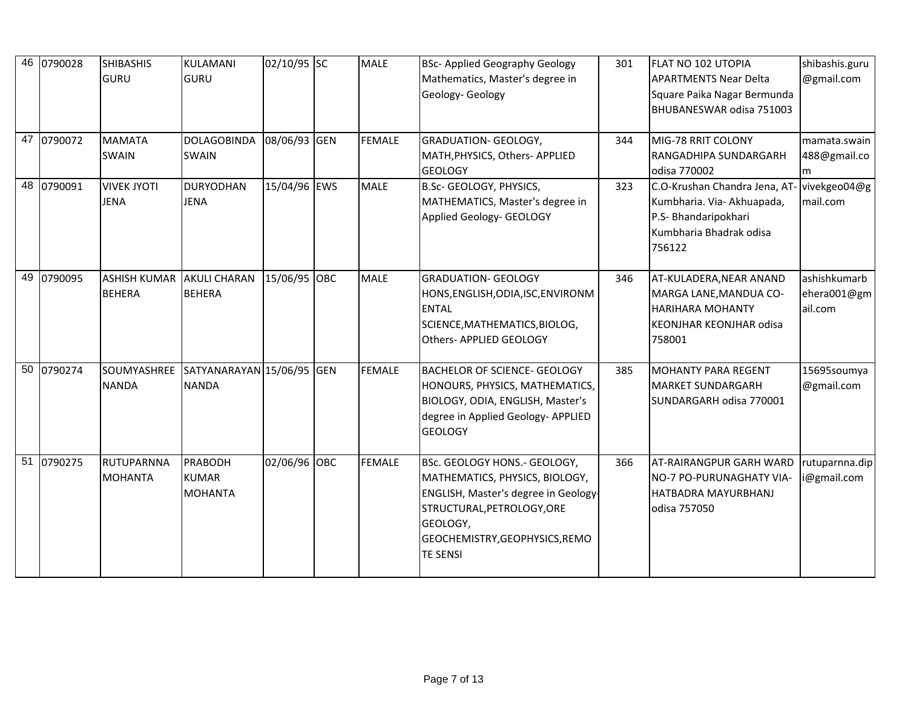| | | | | | | | | | | |
|---|---|---|---|---|---|---|---|---|---|---|
| 46 | 0790028 | SHIBASHIS GURU | KULAMANI GURU | 02/10/95 | SC | MALE | BSc- Applied Geography Geology Mathematics, Master's degree in Geology- Geology | 301 | FLAT NO 102 UTOPIA APARTMENTS Near Delta Square Paika Nagar Bermunda BHUBANESWAR odisa 751003 | shibashis.guru@gmail.com |
| 47 | 0790072 | MAMATA SWAIN | DOLAGOBINDA SWAIN | 08/06/93 | GEN | FEMALE | GRADUATION- GEOLOGY, MATH,PHYSICS, Others- APPLIED GEOLOGY | 344 | MIG-78 RRIT COLONY RANGADHIPA SUNDARGARH odisa 770002 | mamata.swain488@gmail.com |
| 48 | 0790091 | VIVEK JYOTI JENA | DURYODHAN JENA | 15/04/96 | EWS | MALE | B.Sc- GEOLOGY, PHYSICS, MATHEMATICS, Master's degree in Applied Geology- GEOLOGY | 323 | C.O-Krushan Chandra Jena, AT-Kumbharia. Via- Akhuapada, P.S- Bhandaripokhari Kumbharia Bhadrak odisa 756122 | vivekgeo04@gmail.com |
| 49 | 0790095 | ASHISH KUMAR BEHERA | AKULI CHARAN BEHERA | 15/06/95 | OBC | MALE | GRADUATION- GEOLOGY HONS,ENGLISH,ODIA,ISC,ENVIRONMENTAL SCIENCE,MATHEMATICS,BIOLOG, Others- APPLIED GEOLOGY | 346 | AT-KULADERA,NEAR ANAND MARGA LANE,MANDUA CO-HARIHARA MOHANTY KEONJHAR KEONJHAR odisa 758001 | ashishkumarbehera001@gmail.com |
| 50 | 0790274 | SOUMYASHREE NANDA | SATYANARAYAN NANDA | 15/06/95 | GEN | FEMALE | BACHELOR OF SCIENCE- GEOLOGY HONOURS, PHYSICS, MATHEMATICS, BIOLOGY, ODIA, ENGLISH, Master's degree in Applied Geology- APPLIED GEOLOGY | 385 | MOHANTY PARA REGENT MARKET SUNDARGARH SUNDARGARH odisa 770001 | 15695soumya@gmail.com |
| 51 | 0790275 | RUTUPARNNA MOHANTA | PRABODH KUMAR MOHANTA | 02/06/96 | OBC | FEMALE | BSc. GEOLOGY HONS.- GEOLOGY, MATHEMATICS, PHYSICS, BIOLOGY, ENGLISH, Master's degree in Geology-STRUCTURAL,PETROLOGY,ORE GEOLOGY, GEOCHEMISTRY,GEOPHYSICS,REMOTE SENSI | 366 | AT-RAIRANGPUR GARH WARD NO-7 PO-PURUNAGHATY VIA-HATBADRA MAYURBHANJ odisa 757050 | rutuparnna.dipi@gmail.com |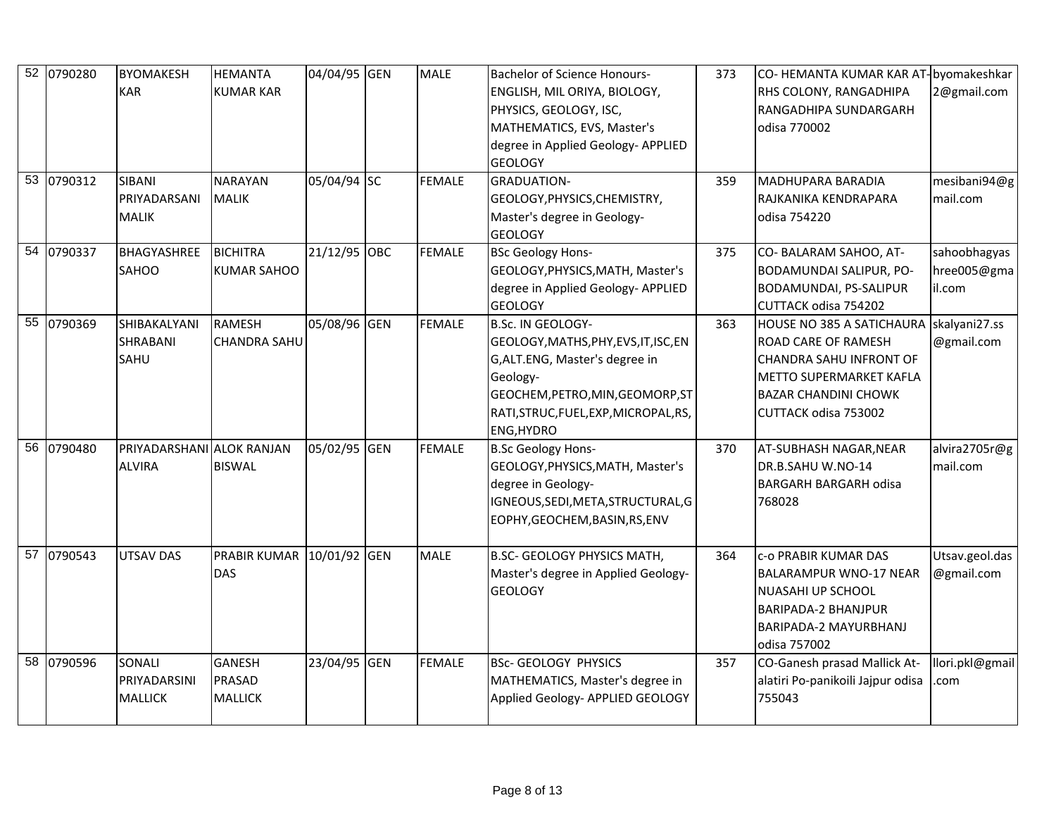| | | | | | | | | | | |
|---|---|---|---|---|---|---|---|---|---|---|
| 52 | 0790280 | BYOMAKESH KAR | HEMANTA KUMAR KAR | 04/04/95 | GEN | MALE | Bachelor of Science Honours- ENGLISH, MIL ORIYA, BIOLOGY, PHYSICS, GEOLOGY, ISC, MATHEMATICS, EVS, Master's degree in Applied Geology- APPLIED GEOLOGY | 373 | CO- HEMANTA KUMAR KAR AT-RHS COLONY, RANGADHIPA RANGADHIPA SUNDARGARH odisa 770002 | byomakeshkar2@gmail.com |
| 53 | 0790312 | SIBANI PRIYADARSANI MALIK | NARAYAN MALIK | 05/04/94 | SC | FEMALE | GRADUATION- GEOLOGY,PHYSICS,CHEMISTRY, Master's degree in Geology- GEOLOGY | 359 | MADHUPARA BARADIA RAJKANIKA KENDRAPARA odisa 754220 | mesibani94@gmail.com |
| 54 | 0790337 | BHAGYASHREE SAHOO | BICHITRA KUMAR SAHOO | 21/12/95 | OBC | FEMALE | BSc Geology Hons- GEOLOGY,PHYSICS,MATH, Master's degree in Applied Geology- APPLIED GEOLOGY | 375 | CO- BALARAM SAHOO, AT- BODAMUNDAI SALIPUR, PO- BODAMUNDAI, PS-SALIPUR CUTTACK odisa 754202 | sahoobhagyashree005@gmail.com |
| 55 | 0790369 | SHIBAKALYANI SHRABANI SAHU | RAMESH CHANDRA SAHU | 05/08/96 | GEN | FEMALE | B.Sc. IN GEOLOGY- GEOLOGY,MATHS,PHY,EVS,IT,ISC,ENG,ALT.ENG, Master's degree in Geology- GEOCHEM,PETRO,MIN,GEOMORP,STRATI,STRUC,FUEL,EXP,MICROPAL,RS,ENG,HYDRO | 363 | HOUSE NO 385 A SATICHAURA ROAD CARE OF RAMESH CHANDRA SAHU INFRONT OF METTO SUPERMARKET KAFLA BAZAR CHANDINI CHOWK CUTTACK odisa 753002 | skalyani27.ss@gmail.com |
| 56 | 0790480 | PRIYADARSHANI ALVIRA | ALOK RANJAN BISWAL | 05/02/95 | GEN | FEMALE | B.Sc Geology Hons- GEOLOGY,PHYSICS,MATH, Master's degree in Geology- IGNEOUS,SEDI,META,STRUCTURAL,GEOPHY,GEOCHEM,BASIN,RS,ENV | 370 | AT-SUBHASH NAGAR,NEAR DR.B.SAHU W.NO-14 BARGARH BARGARH odisa 768028 | alvira2705r@gmail.com |
| 57 | 0790543 | UTSAV DAS | PRABIR KUMAR DAS | 10/01/92 | GEN | MALE | B.SC- GEOLOGY PHYSICS MATH, Master's degree in Applied Geology- GEOLOGY | 364 | c-o PRABIR KUMAR DAS BALARAMPUR WNO-17 NEAR NUASAHI UP SCHOOL BARIPADA-2 BHANJPUR BARIPADA-2 MAYURBHANJ odisa 757002 | Utsav.geol.das@gmail.com |
| 58 | 0790596 | SONALI PRIYADARSINI MALLICK | GANESH PRASAD MALLICK | 23/04/95 | GEN | FEMALE | BSc- GEOLOGY PHYSICS MATHEMATICS, Master's degree in Applied Geology- APPLIED GEOLOGY | 357 | CO-Ganesh prasad Mallick At-alatiri Po-panikoili Jajpur odisa 755043 | llori.pkl@gmail.com |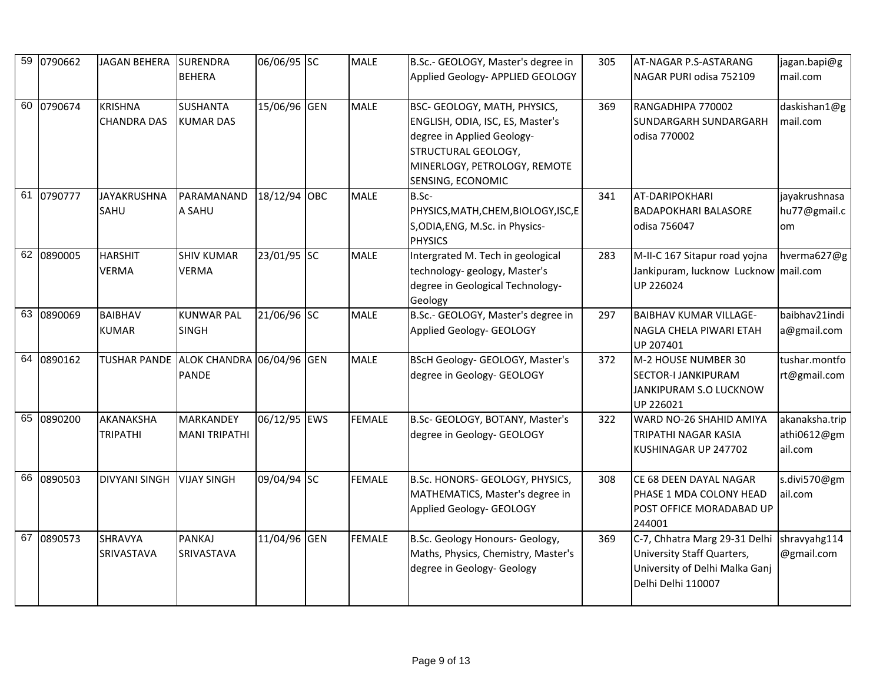| 59 | 0790662 | JAGAN BEHERA | SURENDRA BEHERA | 06/06/95 | SC | MALE | B.Sc.- GEOLOGY, Master's degree in Applied Geology- APPLIED GEOLOGY | 305 | AT-NAGAR P.S-ASTARANG NAGAR PURI odisa 752109 | jagan.bapi@gmail.com |
|---|---|---|---|---|---|---|---|---|---|---|
| 60 | 0790674 | KRISHNA CHANDRA DAS | SUSHANTA KUMAR DAS | 15/06/96 | GEN | MALE | BSC- GEOLOGY, MATH, PHYSICS, ENGLISH, ODIA, ISC, ES, Master's degree in Applied Geology- STRUCTURAL GEOLOGY, MINERLOGY, PETROLOGY, REMOTE SENSING, ECONOMIC | 369 | RANGADHIPA 770002 SUNDARGARH SUNDARGARH odisa 770002 | daskishan1@gmail.com |
| 61 | 0790777 | JAYAKRUSHNA SAHU | PARAMANANDA SAHU | 18/12/94 | OBC | MALE | B.Sc-PHYSICS,MATH,CHEM,BIOLOGY,ISC,ES,ODIA,ENG, M.Sc. in Physics-PHYSICS | 341 | AT-DARIPOKHARI BADAPOKHARI BALASORE odisa 756047 | jayakrushnasahu77@gmail.com |
| 62 | 0890005 | HARSHIT VERMA | SHIV KUMAR VERMA | 23/01/95 | SC | MALE | Intergrated M. Tech in geological technology- geology, Master's degree in Geological Technology-Geology | 283 | M-II-C 167 Sitapur road yojna Jankipuram, lucknow Lucknow UP 226024 | hverma627@gmail.com |
| 63 | 0890069 | BAIBHAV KUMAR | KUNWAR PAL SINGH | 21/06/96 | SC | MALE | B.Sc.- GEOLOGY, Master's degree in Applied Geology- GEOLOGY | 297 | BAIBHAV KUMAR VILLAGE-NAGLA CHELA PIWARI ETAH UP 207401 | baibhav21india@gmail.com |
| 64 | 0890162 | TUSHAR PANDE | ALOK CHANDRA PANDE | 06/04/96 | GEN | MALE | BScH Geology- GEOLOGY, Master's degree in Geology- GEOLOGY | 372 | M-2 HOUSE NUMBER 30 SECTOR-I JANKIPURAM JANKIPURAM S.O LUCKNOW UP 226021 | tushar.montfort@gmail.com |
| 65 | 0890200 | AKANAKSHA TRIPATHI | MARKANDEY MANI TRIPATHI | 06/12/95 | EWS | FEMALE | B.Sc- GEOLOGY, BOTANY, Master's degree in Geology- GEOLOGY | 322 | WARD NO-26 SHAHID AMIYA TRIPATHI NAGAR KASIA KUSHINAGAR UP 247702 | akanaksha.tripathi0612@gmail.com |
| 66 | 0890503 | DIVYANI SINGH | VIJAY SINGH | 09/04/94 | SC | FEMALE | B.Sc. HONORS- GEOLOGY, PHYSICS, MATHEMATICS, Master's degree in Applied Geology- GEOLOGY | 308 | CE 68 DEEN DAYAL NAGAR PHASE 1 MDA COLONY HEAD POST OFFICE MORADABAD UP 244001 | s.divi570@gmail.com |
| 67 | 0890573 | SHRAVYA SRIVASTAVA | PANKAJ SRIVASTAVA | 11/04/96 | GEN | FEMALE | B.Sc. Geology Honours- Geology, Maths, Physics, Chemistry, Master's degree in Geology- Geology | 369 | C-7, Chhatra Marg 29-31 Delhi University Staff Quarters, University of Delhi Malka Ganj Delhi Delhi 110007 | shravyahg114@gmail.com |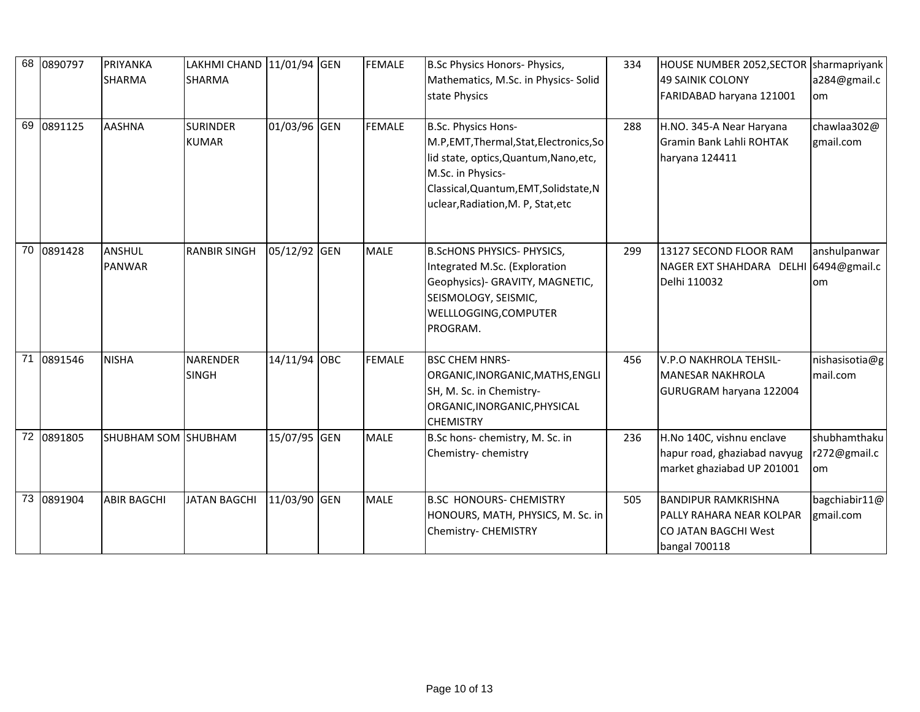| 68 | 0890797 | PRIYANKA SHARMA | LAKHMI CHAND SHARMA | 11/01/94 | GEN | FEMALE | B.Sc Physics Honors- Physics, Mathematics, M.Sc. in Physics- Solid state Physics | 334 | HOUSE NUMBER 2052,SECTOR 49 SAINIK COLONY FARIDABAD haryana 121001 | sharmapriyanka284@gmail.com |
|---|---|---|---|---|---|---|---|---|---|---|
| 69 | 0891125 | AASHNA | SURINDER KUMAR | 01/03/96 | GEN | FEMALE | B.Sc. Physics Hons- M.P,EMT,Thermal,Stat,Electronics,Solid state, optics,Quantum,Nano,etc, M.Sc. in Physics- Classical,Quantum,EMT,Solidstate,Nuclear,Radiation,M. P, Stat,etc | 288 | H.NO. 345-A Near Haryana Gramin Bank Lahli ROHTAK haryana 124411 | chawlaa302@gmail.com |
| 70 | 0891428 | ANSHUL PANWAR | RANBIR SINGH | 05/12/92 | GEN | MALE | B.ScHONS PHYSICS- PHYSICS, Integrated M.Sc. (Exploration Geophysics)- GRAVITY, MAGNETIC, SEISMOLOGY, SEISMIC, WELLLOGGING,COMPUTER PROGRAM. | 299 | 13127 SECOND FLOOR RAM NAGER EXT SHAHDARA DELHI Delhi 110032 | anshulpanwar6494@gmail.com |
| 71 | 0891546 | NISHA | NARENDER SINGH | 14/11/94 | OBC | FEMALE | BSC CHEM HNRS- ORGANIC,INORGANIC,MATHS,ENGLISH, M. Sc. in Chemistry- ORGANIC,INORGANIC,PHYSICAL CHEMISTRY | 456 | V.P.O NAKHROLA TEHSIL-MANESAR NAKHROLA GURUGRAM haryana 122004 | nishasisotia@gmail.com |
| 72 | 0891805 | SHUBHAM SOM | SHUBHAM | 15/07/95 | GEN | MALE | B.Sc hons- chemistry, M. Sc. in Chemistry- chemistry | 236 | H.No 140C, vishnu enclave hapur road, ghaziabad navyug market ghaziabad UP 201001 | shubhamthakur272@gmail.com |
| 73 | 0891904 | ABIR BAGCHI | JATAN BAGCHI | 11/03/90 | GEN | MALE | B.SC HONOURS- CHEMISTRY HONOURS, MATH, PHYSICS, M. Sc. in Chemistry- CHEMISTRY | 505 | BANDIPUR RAMKRISHNA PALLY RAHARA NEAR KOLPAR CO JATAN BAGCHI West bangal 700118 | bagchiabir11@gmail.com |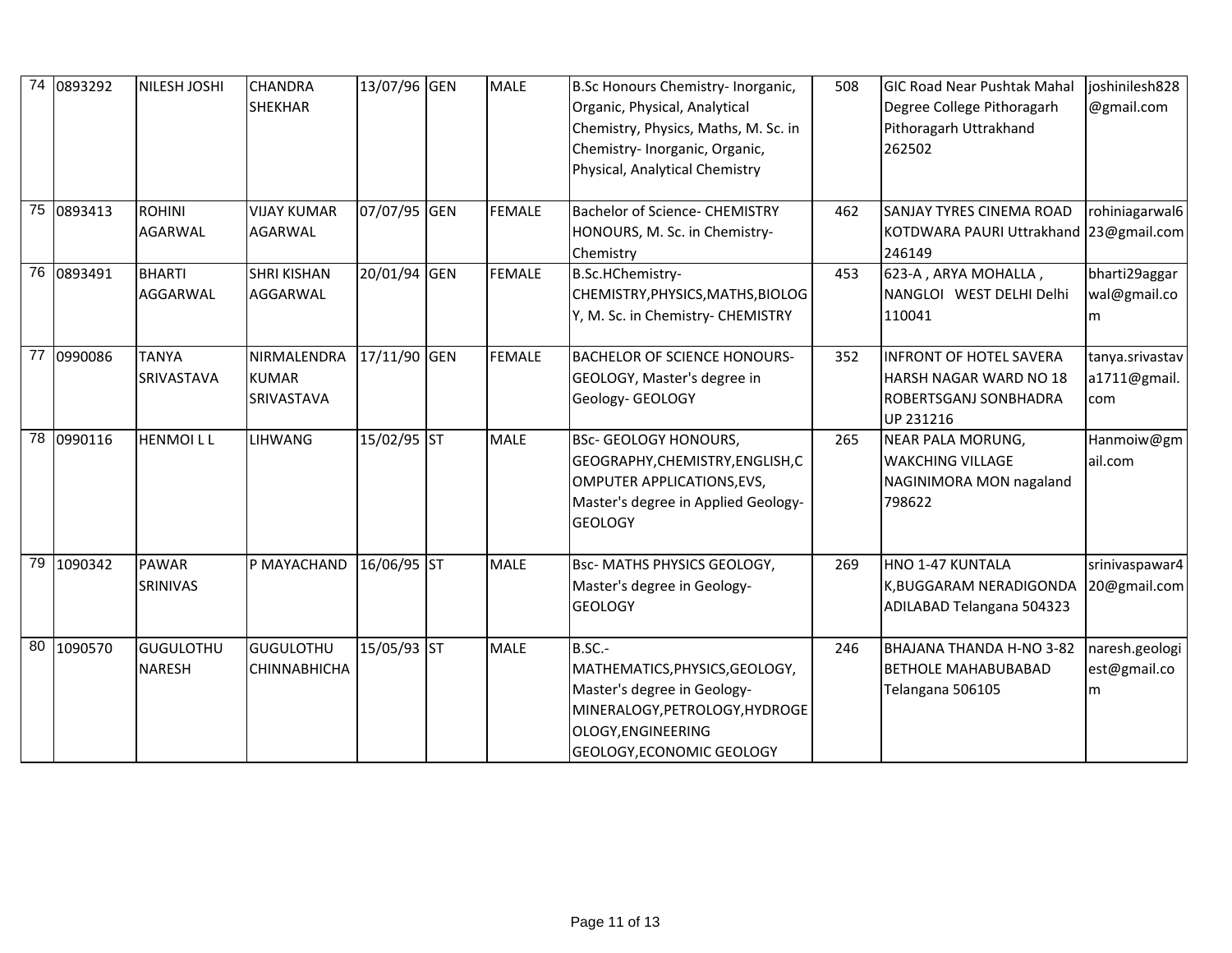| 74 | 0893292 | NILESH JOSHI | CHANDRA SHEKHAR | 13/07/96 | GEN | MALE | B.Sc Honours Chemistry- Inorganic, Organic, Physical, Analytical Chemistry, Physics, Maths, M. Sc. in Chemistry- Inorganic, Organic, Physical, Analytical Chemistry | 508 | GIC Road Near Pushtak Mahal Degree College Pithoragarh Pithoragarh Uttrakhand 262502 | joshinilesh828@gmail.com |
|---|---|---|---|---|---|---|---|---|---|---|
| 75 | 0893413 | ROHINI AGARWAL | VIJAY KUMAR AGARWAL | 07/07/95 | GEN | FEMALE | Bachelor of Science- CHEMISTRY HONOURS, M. Sc. in Chemistry- Chemistry | 462 | SANJAY TYRES CINEMA ROAD KOTDWARA PAURI Uttrakhand 246149 | rohiniagarwal623@gmail.com |
| 76 | 0893491 | BHARTI AGGARWAL | SHRI KISHAN AGGARWAL | 20/01/94 | GEN | FEMALE | B.Sc.HChemistry- CHEMISTRY,PHYSICS,MATHS,BIOLOGY, M. Sc. in Chemistry- CHEMISTRY | 453 | 623-A , ARYA MOHALLA , NANGLOI WEST DELHI Delhi 110041 | bharti29aggarwal@gmail.com |
| 77 | 0990086 | TANYA SRIVASTAVA | NIRMALENDRA KUMAR SRIVASTAVA | 17/11/90 | GEN | FEMALE | BACHELOR OF SCIENCE HONOURS- GEOLOGY, Master's degree in Geology- GEOLOGY | 352 | INFRONT OF HOTEL SAVERA HARSH NAGAR WARD NO 18 ROBERTSGANJ SONBHADRA UP 231216 | tanya.srivastava1711@gmail.com |
| 78 | 0990116 | HENMOI L L | LIHWANG | 15/02/95 | ST | MALE | BSc- GEOLOGY HONOURS, GEOGRAPHY,CHEMISTRY,ENGLISH,COMPUTER APPLICATIONS,EVS, Master's degree in Applied Geology- GEOLOGY | 265 | NEAR PALA MORUNG, WAKCHING VILLAGE NAGINIMORA MON nagaland 798622 | Hanmoiw@gmail.com |
| 79 | 1090342 | PAWAR SRINIVAS | P MAYACHAND | 16/06/95 | ST | MALE | Bsc- MATHS PHYSICS GEOLOGY, Master's degree in Geology- GEOLOGY | 269 | HNO 1-47 KUNTALA K,BUGGARAM NERADIGONDA ADILABAD Telangana 504323 | srinivaspawar420@gmail.com |
| 80 | 1090570 | GUGULOTHU NARESH | GUGULOTHU CHINNABHICHA | 15/05/93 | ST | MALE | B.SC.- MATHEMATICS,PHYSICS,GEOLOGY, Master's degree in Geology- MINERALOGY,PETROLOGY,HYDROGEOLOGY,ENGINEERING GEOLOGY,ECONOMIC GEOLOGY | 246 | BHAJANA THANDA H-NO 3-82 BETHOLE MAHABUBABAD Telangana 506105 | naresh.geologiest@gmail.com |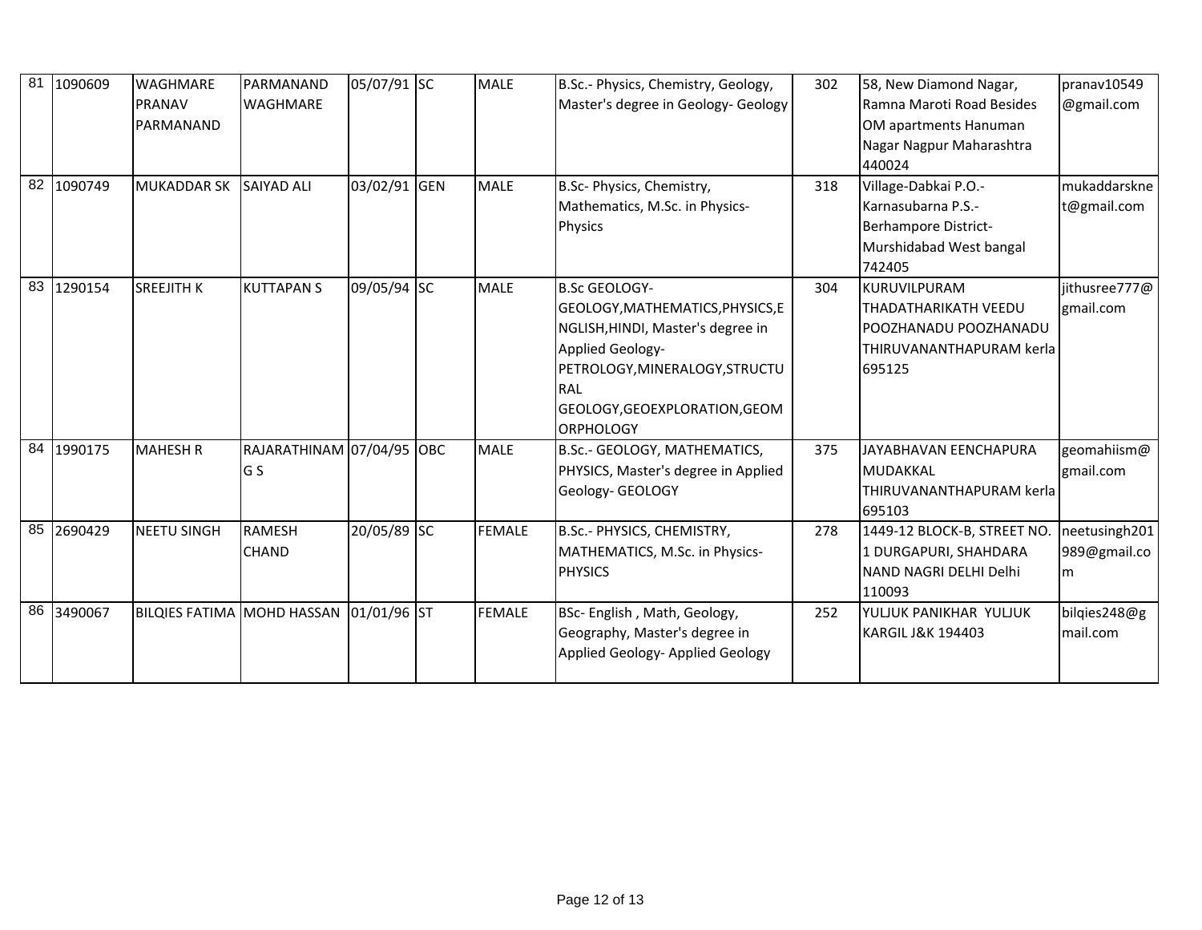| 81 | 1090609 | WAGHMARE PRANAV PARMANAND | PARMANAND WAGHMARE | 05/07/91 | SC | MALE | B.Sc.- Physics, Chemistry, Geology, Master's degree in Geology- Geology | 302 | 58, New Diamond Nagar, Ramna Maroti Road Besides OM apartments Hanuman Nagar Nagpur Maharashtra 440024 | pranav10549@gmail.com |
|---|---|---|---|---|---|---|---|---|---|---|
| 82 | 1090749 | MUKADDAR SK | SAIYAD ALI | 03/02/91 | GEN | MALE | B.Sc- Physics, Chemistry, Mathematics, M.Sc. in Physics- Physics | 318 | Village-Dabkai P.O.- Karnasubarna P.S.- Berhampore District- Murshidabad West bangal 742405 | mukaddarsknet@gmail.com |
| 83 | 1290154 | SREEJITH K | KUTTAPAN S | 09/05/94 | SC | MALE | B.Sc GEOLOGY- GEOLOGY,MATHEMATICS,PHYSICS,ENGLISH,HINDI, Master's degree in Applied Geology- PETROLOGY,MINERALOGY,STRUCTURAL GEOLOGY,GEOEXPLORATION,GEOMORPHOLOGY | 304 | KURUVILPURAM THADATHARIKATH VEEDU POOZHANADU POOZHANADU THIRUVANANTHAPURAM kerla 695125 | jithusree777@gmail.com |
| 84 | 1990175 | MAHESH R | RAJARATHINAM G S | 07/04/95 | OBC | MALE | B.Sc.- GEOLOGY, MATHEMATICS, PHYSICS, Master's degree in Applied Geology- GEOLOGY | 375 | JAYABHAVAN EENCHAPURA MUDAKKAL THIRUVANANTHAPURAM kerla 695103 | geomahiism@gmail.com |
| 85 | 2690429 | NEETU SINGH | RAMESH CHAND | 20/05/89 | SC | FEMALE | B.Sc.- PHYSICS, CHEMISTRY, MATHEMATICS, M.Sc. in Physics- PHYSICS | 278 | 1449-12 BLOCK-B, STREET NO. 1 DURGAPURI, SHAHDARA NAND NAGRI DELHI Delhi 110093 | neetusingh201989@gmail.com |
| 86 | 3490067 | BILQIES FATIMA | MOHD HASSAN | 01/01/96 | ST | FEMALE | BSc- English , Math, Geology, Geography, Master's degree in Applied Geology- Applied Geology | 252 | YULJUK PANIKHAR YULJUK KARGIL J&K 194403 | bilqies248@gmail.com |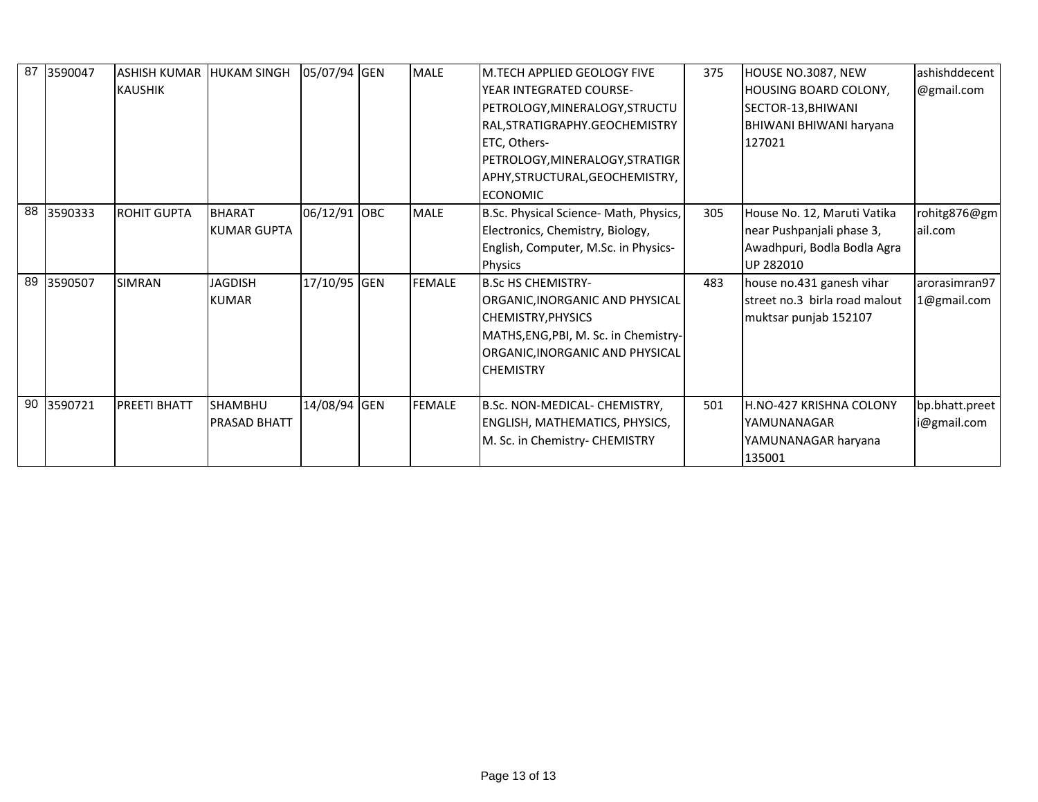| | | | | | | | | | | |
|---|---|---|---|---|---|---|---|---|---|---|
| 87 | 3590047 | ASHISH KUMAR KAUSHIK | HUKAM SINGH | 05/07/94 | GEN | MALE | M.TECH APPLIED GEOLOGY FIVE YEAR INTEGRATED COURSE-PETROLOGY,MINERALOGY,STRUCTURAL,STRATIGRAPHY.GEOCHEMISTRY ETC, Others-PETROLOGY,MINERALOGY,STRATIGRAPHY,STRUCTURAL,GEOCHEMISTRY,ECONOMIC | 375 | HOUSE NO.3087, NEW HOUSING BOARD COLONY, SECTOR-13,BHIWANI BHIWANI BHIWANI haryana 127021 | ashishddecent@gmail.com |
| 88 | 3590333 | ROHIT GUPTA | BHARAT KUMAR GUPTA | 06/12/91 | OBC | MALE | B.Sc. Physical Science- Math, Physics, Electronics, Chemistry, Biology, English, Computer, M.Sc. in Physics-Physics | 305 | House No. 12, Maruti Vatika near Pushpanjali phase 3, Awadhpuri, Bodla Bodla Agra UP 282010 | rohitg876@gmail.com |
| 89 | 3590507 | SIMRAN | JAGDISH KUMAR | 17/10/95 | GEN | FEMALE | B.Sc HS CHEMISTRY-ORGANIC,INORGANIC AND PHYSICAL CHEMISTRY,PHYSICS MATHS,ENG,PBI, M. Sc. in Chemistry-ORGANIC,INORGANIC AND PHYSICAL CHEMISTRY | 483 | house no.431 ganesh vihar street no.3 birla road malout muktsar punjab 152107 | arorasimran971@gmail.com |
| 90 | 3590721 | PREETI BHATT | SHAMBHU PRASAD BHATT | 14/08/94 | GEN | FEMALE | B.Sc. NON-MEDICAL- CHEMISTRY, ENGLISH, MATHEMATICS, PHYSICS, M. Sc. in Chemistry- CHEMISTRY | 501 | H.NO-427 KRISHNA COLONY YAMUNANAGAR YAMUNANAGAR haryana 135001 | bp.bhatt.preeti@gmail.com |